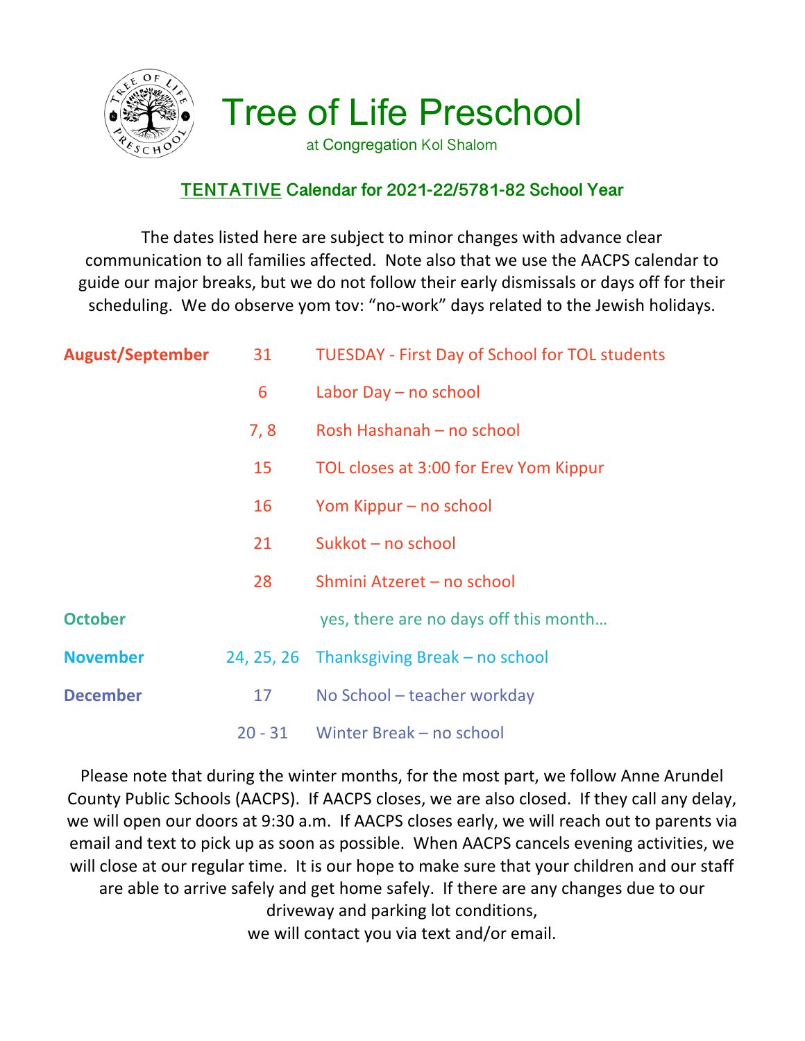# Tree of Life Preschool

at Congregation Kol Shalom

## TENTATIVE Calendar for 2021-22/5781-82 School Year

The dates listed here are subject to minor changes with advance clear communication to all families affected. Note also that we use the AACPS calendar to guide our major breaks, but we do not follow their early dismissals or days off for their scheduling. We do observe yom tov: "no-work" days related to the Jewish holidays.

| | | |
|---|---|---|
| **August/September** | 31 | TUESDAY - First Day of School for TOL students |
| | 6 | Labor Day – no school |
| | 7, 8 | Rosh Hashanah – no school |
| | 15 | TOL closes at 3:00 for Erev Yom Kippur |
| | 16 | Yom Kippur – no school |
| | 21 | Sukkot – no school |
| | 28 | Shmini Atzeret – no school |
| **October** | | yes, there are no days off this month… |
| **November** | 24, 25, 26 | Thanksgiving Break – no school |
| **December** | 17 | No School – teacher workday |
| | 20 - 31 | Winter Break – no school |

Please note that during the winter months, for the most part, we follow Anne Arundel County Public Schools (AACPS). If AACPS closes, we are also closed. If they call any delay, we will open our doors at 9:30 a.m. If AACPS closes early, we will reach out to parents via email and text to pick up as soon as possible. When AACPS cancels evening activities, we will close at our regular time. It is our hope to make sure that your children and our staff are able to arrive safely and get home safely. If there are any changes due to our driveway and parking lot conditions, we will contact you via text and/or email.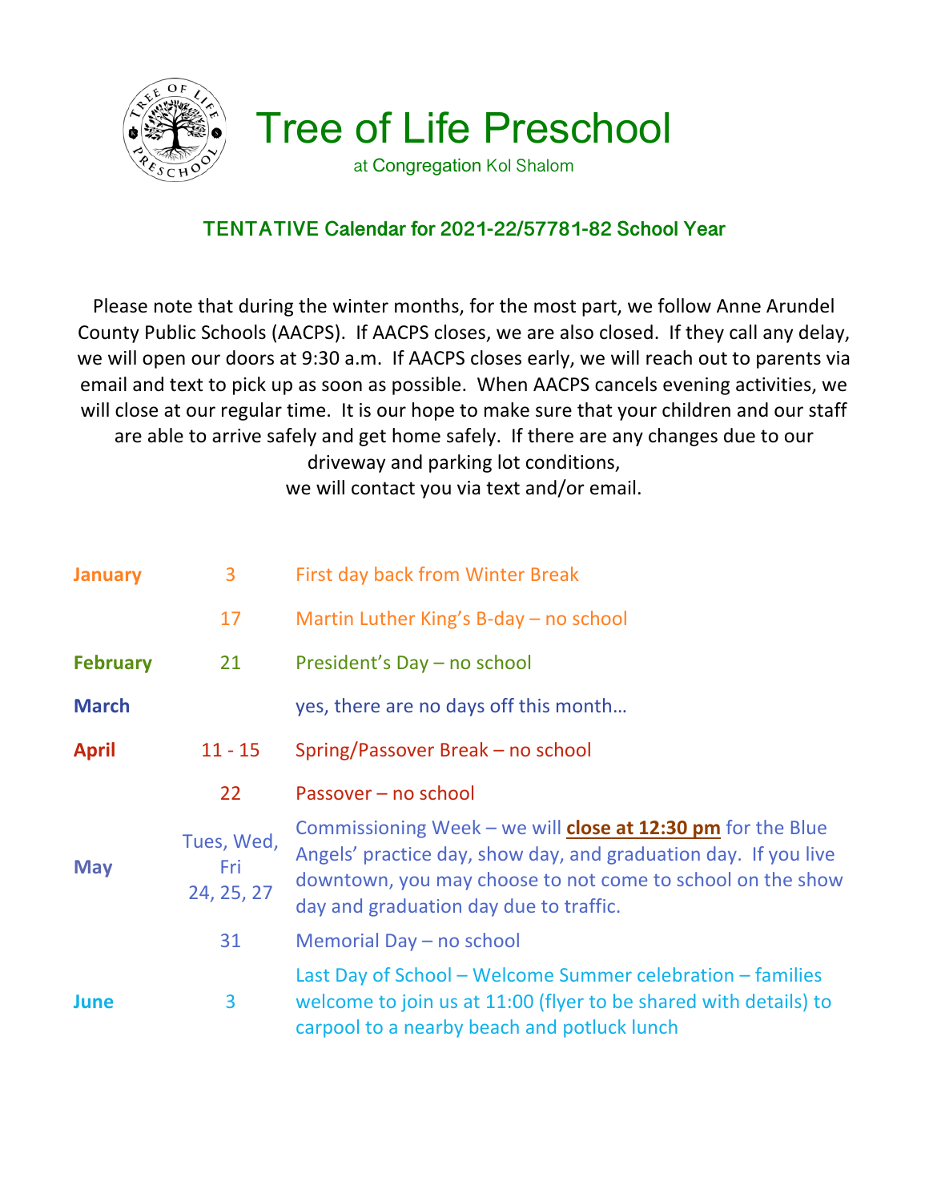# Tree of Life Preschool

at Congregation Kol Shalom

## TENTATIVE Calendar for 2021-22/57781-82 School Year

Please note that during the winter months, for the most part, we follow Anne Arundel County Public Schools (AACPS). If AACPS closes, we are also closed. If they call any delay, we will open our doors at 9:30 a.m. If AACPS closes early, we will reach out to parents via email and text to pick up as soon as possible. When AACPS cancels evening activities, we will close at our regular time. It is our hope to make sure that your children and our staff are able to arrive safely and get home safely. If there are any changes due to our driveway and parking lot conditions, we will contact you via text and/or email.

| | | |
|---|---|---|
| **January** | 3 | First day back from Winter Break |
| | 17 | Martin Luther King's B-day – no school |
| **February** | 21 | President's Day – no school |
| **March** | | yes, there are no days off this month… |
| **April** | 11 - 15 | Spring/Passover Break – no school |
| | 22 | Passover – no school |
| **May** | Tues, Wed, Fri 24, 25, 27 | Commissioning Week – we will **close at 12:30 pm** for the Blue Angels' practice day, show day, and graduation day. If you live downtown, you may choose to not come to school on the show day and graduation day due to traffic. |
| | 31 | Memorial Day – no school |
| **June** | 3 | Last Day of School – Welcome Summer celebration – families welcome to join us at 11:00 (flyer to be shared with details) to carpool to a nearby beach and potluck lunch |